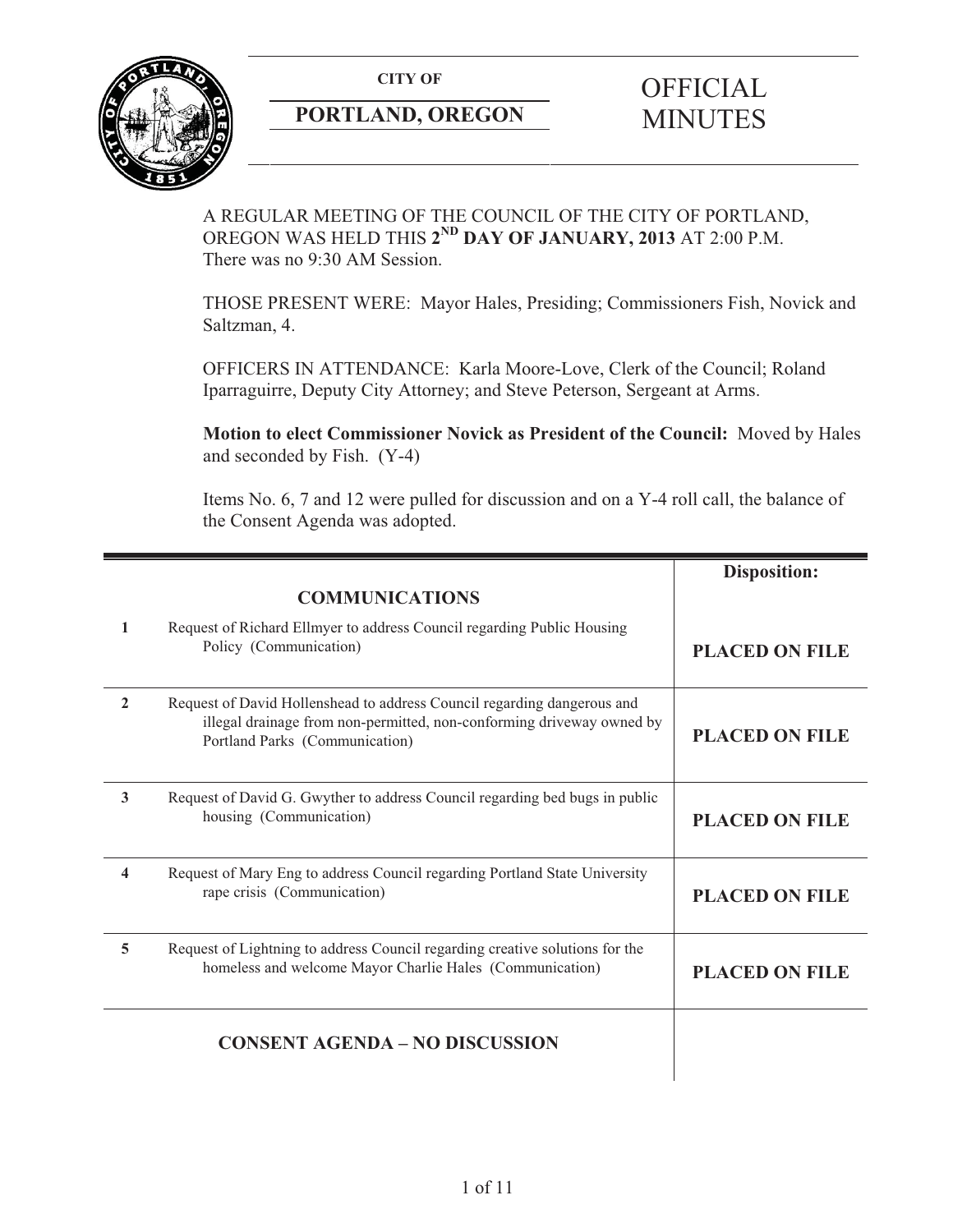**CITY OF**

**PORTLAND, OREGON**

# OFFICIAL MINUTES

A REGULAR MEETING OF THE COUNCIL OF THE CITY OF PORTLAND, OREGON WAS HELD THIS **2ND DAY OF JANUARY, 2013** AT 2:00 P.M. There was no 9:30 AM Session.

THOSE PRESENT WERE: Mayor Hales, Presiding; Commissioners Fish, Novick and Saltzman, 4.

OFFICERS IN ATTENDANCE: Karla Moore-Love, Clerk of the Council; Roland Iparraguirre, Deputy City Attorney; and Steve Peterson, Sergeant at Arms.

**Motion to elect Commissioner Novick as President of the Council:** Moved by Hales and seconded by Fish. (Y-4)

Items No. 6, 7 and 12 were pulled for discussion and on a Y-4 roll call, the balance of the Consent Agenda was adopted.

| | | **Disposition:** |
|---|---|---|
| | **COMMUNICATIONS** | |
| **1** | Request of Richard Ellmyer to address Council regarding Public Housing Policy (Communication) | **PLACED ON FILE** |
| **2** | Request of David Hollenshead to address Council regarding dangerous and illegal drainage from non-permitted, non-conforming driveway owned by Portland Parks (Communication) | **PLACED ON FILE** |
| **3** | Request of David G. Gwyther to address Council regarding bed bugs in public housing (Communication) | **PLACED ON FILE** |
| **4** | Request of Mary Eng to address Council regarding Portland State University rape crisis (Communication) | **PLACED ON FILE** |
| **5** | Request of Lightning to address Council regarding creative solutions for the homeless and welcome Mayor Charlie Hales (Communication) | **PLACED ON FILE** |
| | **CONSENT AGENDA – NO DISCUSSION** | |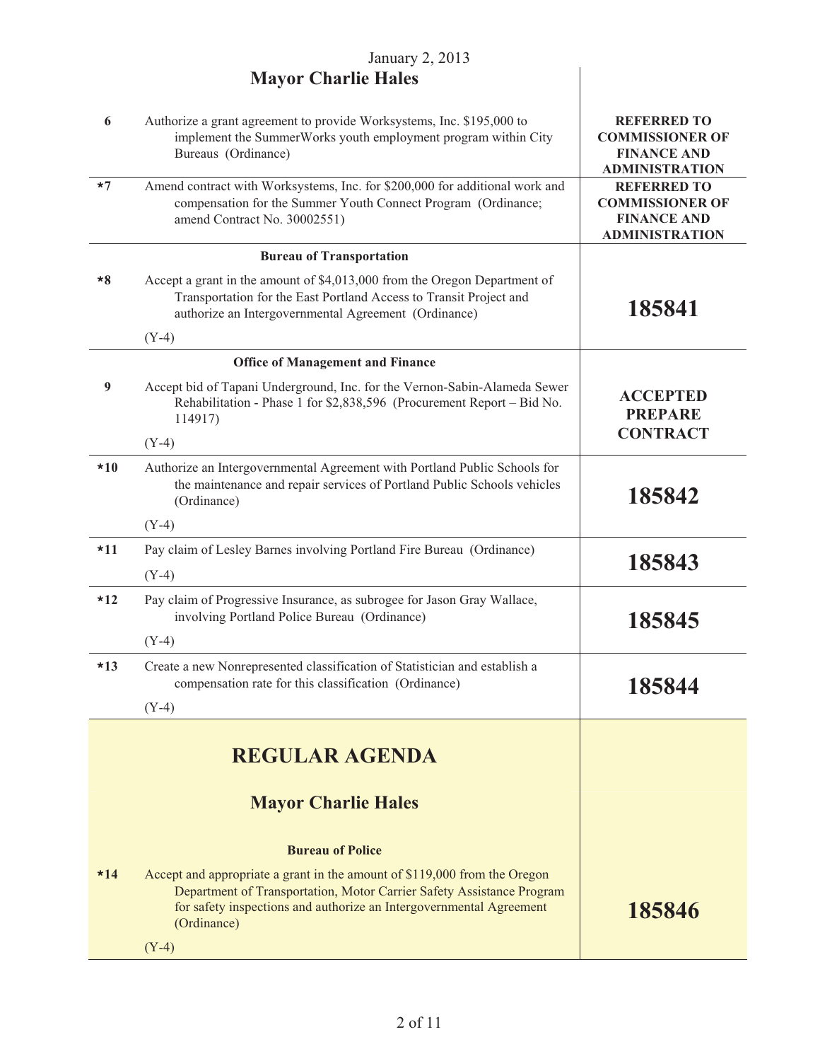January 2, 2013

## Mayor Charlie Hales

| | | |
|---|---|---|
| 6 | Authorize a grant agreement to provide Worksystems, Inc. $195,000 to implement the SummerWorks youth employment program within City Bureaus (Ordinance) | **REFERRED TO COMMISSIONER OF FINANCE AND ADMINISTRATION** |
| *7 | Amend contract with Worksystems, Inc. for $200,000 for additional work and compensation for the Summer Youth Connect Program (Ordinance; amend Contract No. 30002551) | **REFERRED TO COMMISSIONER OF FINANCE AND ADMINISTRATION** |
| | **Bureau of Transportation** | |
| *8 | Accept a grant in the amount of $4,013,000 from the Oregon Department of Transportation for the East Portland Access to Transit Project and authorize an Intergovernmental Agreement (Ordinance)<br>(Y-4) | **185841** |
| | **Office of Management and Finance** | |
| 9 | Accept bid of Tapani Underground, Inc. for the Vernon-Sabin-Alameda Sewer Rehabilitation - Phase 1 for $2,838,596 (Procurement Report – Bid No. 114917)<br>(Y-4) | **ACCEPTED PREPARE CONTRACT** |
| *10 | Authorize an Intergovernmental Agreement with Portland Public Schools for the maintenance and repair services of Portland Public Schools vehicles (Ordinance)<br>(Y-4) | **185842** |
| *11 | Pay claim of Lesley Barnes involving Portland Fire Bureau (Ordinance)<br>(Y-4) | **185843** |
| *12 | Pay claim of Progressive Insurance, as subrogee for Jason Gray Wallace, involving Portland Police Bureau (Ordinance)<br>(Y-4) | **185845** |
| *13 | Create a new Nonrepresented classification of Statistician and establish a compensation rate for this classification (Ordinance)<br>(Y-4) | **185844** |

# REGULAR AGENDA

## Mayor Charlie Hales

| | | |
|---|---|---|
| | **Bureau of Police** | |
| *14 | Accept and appropriate a grant in the amount of $119,000 from the Oregon Department of Transportation, Motor Carrier Safety Assistance Program for safety inspections and authorize an Intergovernmental Agreement (Ordinance)<br>(Y-4) | **185846** |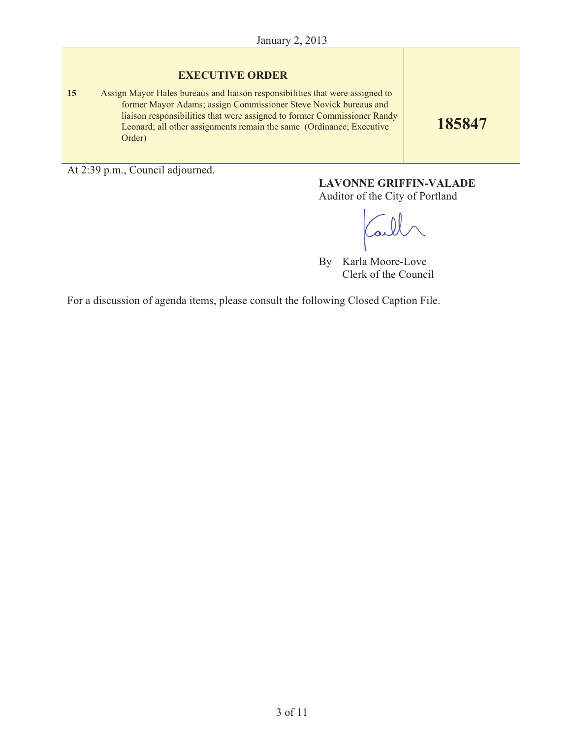January 2, 2013

| EXECUTIVE ORDER | |
|---|---|
| **15** Assign Mayor Hales bureaus and liaison responsibilities that were assigned to former Mayor Adams; assign Commissioner Steve Novick bureaus and liaison responsibilities that were assigned to former Commissioner Randy Leonard; all other assignments remain the same (Ordinance; Executive Order) | **185847** |

At 2:39 p.m., Council adjourned.

**LAVONNE GRIFFIN-VALADE**
Auditor of the City of Portland

By Karla Moore-Love
Clerk of the Council

For a discussion of agenda items, please consult the following Closed Caption File.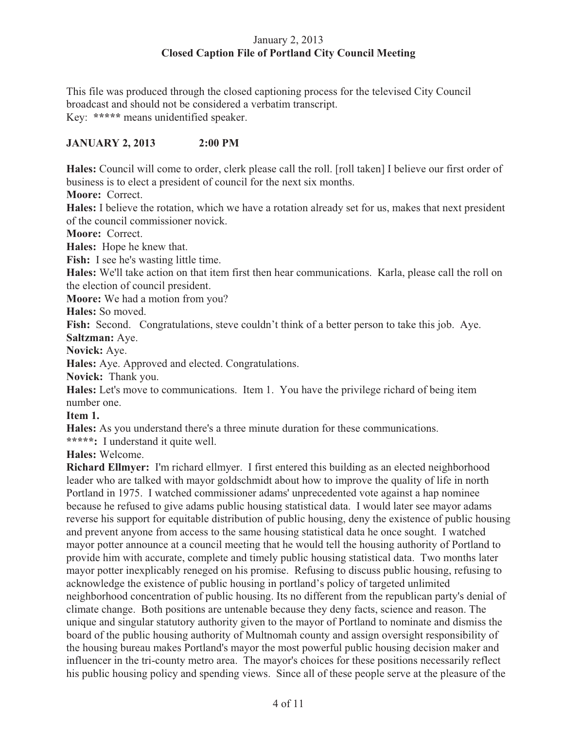January 2, 2013
**Closed Caption File of Portland City Council Meeting**

This file was produced through the closed captioning process for the televised City Council broadcast and should not be considered a verbatim transcript.
Key: ***** means unidentified speaker.

**JANUARY 2, 2013 2:00 PM**

**Hales:** Council will come to order, clerk please call the roll. [roll taken] I believe our first order of business is to elect a president of council for the next six months.
**Moore:** Correct.
**Hales:** I believe the rotation, which we have a rotation already set for us, makes that next president of the council commissioner novick.
**Moore:** Correct.
**Hales:** Hope he knew that.
**Fish:** I see he's wasting little time.
**Hales:** We'll take action on that item first then hear communications. Karla, please call the roll on the election of council president.
**Moore:** We had a motion from you?
**Hales:** So moved.
**Fish:** Second. Congratulations, steve couldn't think of a better person to take this job. Aye.
**Saltzman:** Aye.
**Novick:** Aye.
**Hales:** Aye. Approved and elected. Congratulations.
**Novick:** Thank you.
**Hales:** Let's move to communications. Item 1. You have the privilege richard of being item number one.
**Item 1.**
**Hales:** As you understand there's a three minute duration for these communications.
**\*\*\*\*\*:** I understand it quite well.
**Hales:** Welcome.
**Richard Ellmyer:** I'm richard ellmyer. I first entered this building as an elected neighborhood leader who are talked with mayor goldschmidt about how to improve the quality of life in north Portland in 1975. I watched commissioner adams' unprecedented vote against a hap nominee because he refused to give adams public housing statistical data. I would later see mayor adams reverse his support for equitable distribution of public housing, deny the existence of public housing and prevent anyone from access to the same housing statistical data he once sought. I watched mayor potter announce at a council meeting that he would tell the housing authority of Portland to provide him with accurate, complete and timely public housing statistical data. Two months later mayor potter inexplicably reneged on his promise. Refusing to discuss public housing, refusing to acknowledge the existence of public housing in portland's policy of targeted unlimited neighborhood concentration of public housing. Its no different from the republican party's denial of climate change. Both positions are untenable because they deny facts, science and reason. The unique and singular statutory authority given to the mayor of Portland to nominate and dismiss the board of the public housing authority of Multnomah county and assign oversight responsibility of the housing bureau makes Portland's mayor the most powerful public housing decision maker and influencer in the tri-county metro area. The mayor's choices for these positions necessarily reflect his public housing policy and spending views. Since all of these people serve at the pleasure of the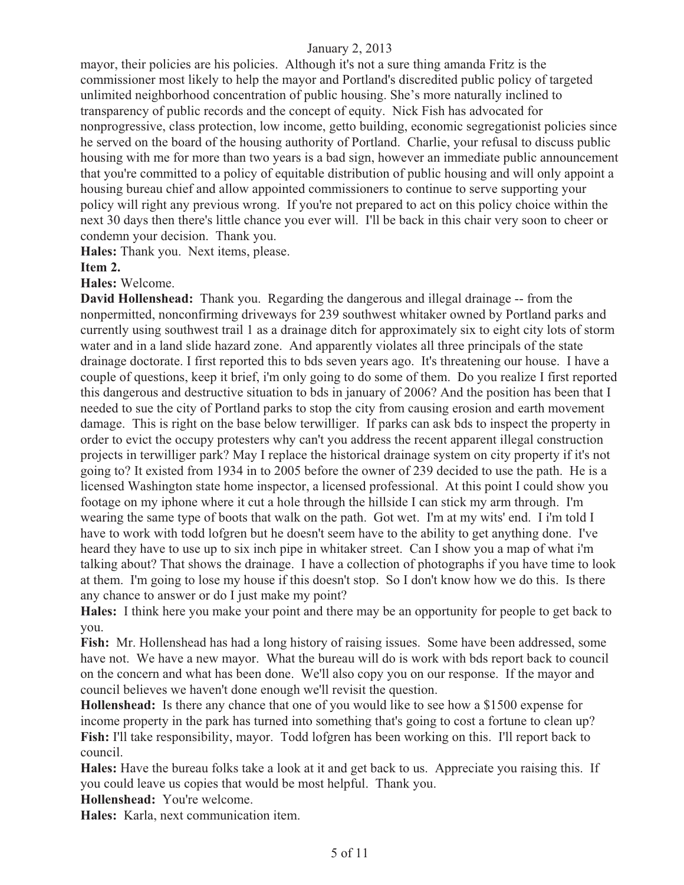mayor, their policies are his policies. Although it's not a sure thing amanda Fritz is the commissioner most likely to help the mayor and Portland's discredited public policy of targeted unlimited neighborhood concentration of public housing. She's more naturally inclined to transparency of public records and the concept of equity. Nick Fish has advocated for nonprogressive, class protection, low income, getto building, economic segregationist policies since he served on the board of the housing authority of Portland. Charlie, your refusal to discuss public housing with me for more than two years is a bad sign, however an immediate public announcement that you're committed to a policy of equitable distribution of public housing and will only appoint a housing bureau chief and allow appointed commissioners to continue to serve supporting your policy will right any previous wrong. If you're not prepared to act on this policy choice within the next 30 days then there's little chance you ever will. I'll be back in this chair very soon to cheer or condemn your decision. Thank you.

**Hales:** Thank you. Next items, please.

**Item 2.**

**Hales:** Welcome.

**David Hollenshead:** Thank you. Regarding the dangerous and illegal drainage -- from the nonpermitted, nonconfirming driveways for 239 southwest whitaker owned by Portland parks and currently using southwest trail 1 as a drainage ditch for approximately six to eight city lots of storm water and in a land slide hazard zone. And apparently violates all three principals of the state drainage doctorate. I first reported this to bds seven years ago. It's threatening our house. I have a couple of questions, keep it brief, i'm only going to do some of them. Do you realize I first reported this dangerous and destructive situation to bds in january of 2006? And the position has been that I needed to sue the city of Portland parks to stop the city from causing erosion and earth movement damage. This is right on the base below terwilliger. If parks can ask bds to inspect the property in order to evict the occupy protesters why can't you address the recent apparent illegal construction projects in terwilliger park? May I replace the historical drainage system on city property if it's not going to? It existed from 1934 in to 2005 before the owner of 239 decided to use the path. He is a licensed Washington state home inspector, a licensed professional. At this point I could show you footage on my iphone where it cut a hole through the hillside I can stick my arm through. I'm wearing the same type of boots that walk on the path. Got wet. I'm at my wits' end. I i'm told I have to work with todd lofgren but he doesn't seem have to the ability to get anything done. I've heard they have to use up to six inch pipe in whitaker street. Can I show you a map of what i'm talking about? That shows the drainage. I have a collection of photographs if you have time to look at them. I'm going to lose my house if this doesn't stop. So I don't know how we do this. Is there any chance to answer or do I just make my point?

**Hales:** I think here you make your point and there may be an opportunity for people to get back to you.

**Fish:** Mr. Hollenshead has had a long history of raising issues. Some have been addressed, some have not. We have a new mayor. What the bureau will do is work with bds report back to council on the concern and what has been done. We'll also copy you on our response. If the mayor and council believes we haven't done enough we'll revisit the question.

**Hollenshead:** Is there any chance that one of you would like to see how a $1500 expense for income property in the park has turned into something that's going to cost a fortune to clean up?

**Fish:** I'll take responsibility, mayor. Todd lofgren has been working on this. I'll report back to council.

**Hales:** Have the bureau folks take a look at it and get back to us. Appreciate you raising this. If you could leave us copies that would be most helpful. Thank you.

**Hollenshead:** You're welcome.

**Hales:** Karla, next communication item.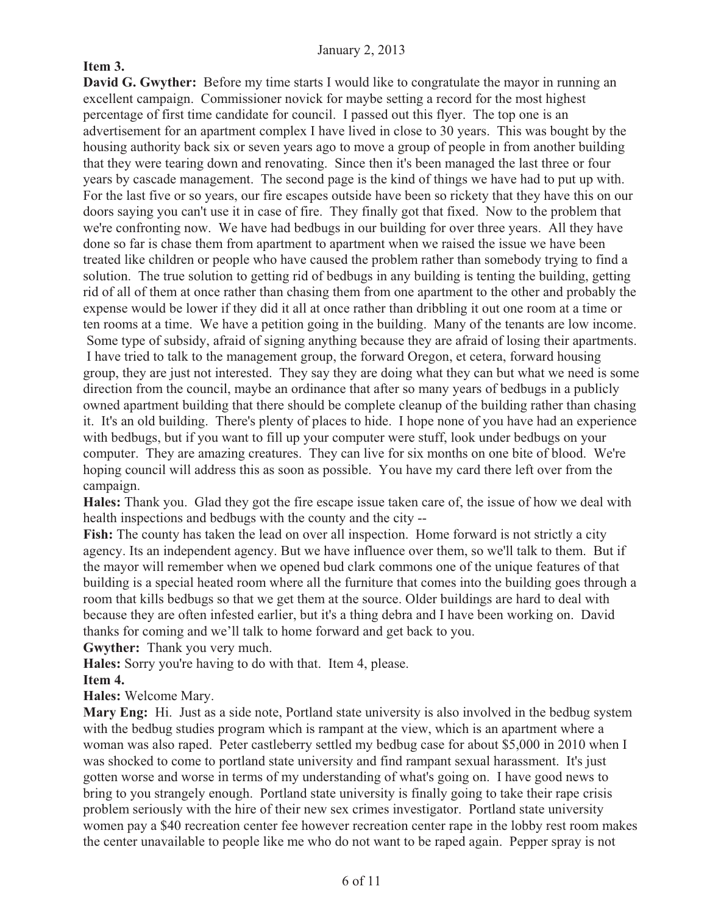**Item 3.**

**David G. Gwyther:** Before my time starts I would like to congratulate the mayor in running an excellent campaign. Commissioner novick for maybe setting a record for the most highest percentage of first time candidate for council. I passed out this flyer. The top one is an advertisement for an apartment complex I have lived in close to 30 years. This was bought by the housing authority back six or seven years ago to move a group of people in from another building that they were tearing down and renovating. Since then it's been managed the last three or four years by cascade management. The second page is the kind of things we have had to put up with. For the last five or so years, our fire escapes outside have been so rickety that they have this on our doors saying you can't use it in case of fire. They finally got that fixed. Now to the problem that we're confronting now. We have had bedbugs in our building for over three years. All they have done so far is chase them from apartment to apartment when we raised the issue we have been treated like children or people who have caused the problem rather than somebody trying to find a solution. The true solution to getting rid of bedbugs in any building is tenting the building, getting rid of all of them at once rather than chasing them from one apartment to the other and probably the expense would be lower if they did it all at once rather than dribbling it out one room at a time or ten rooms at a time. We have a petition going in the building. Many of the tenants are low income. Some type of subsidy, afraid of signing anything because they are afraid of losing their apartments. I have tried to talk to the management group, the forward Oregon, et cetera, forward housing group, they are just not interested. They say they are doing what they can but what we need is some direction from the council, maybe an ordinance that after so many years of bedbugs in a publicly owned apartment building that there should be complete cleanup of the building rather than chasing it. It's an old building. There's plenty of places to hide. I hope none of you have had an experience with bedbugs, but if you want to fill up your computer were stuff, look under bedbugs on your computer. They are amazing creatures. They can live for six months on one bite of blood. We're hoping council will address this as soon as possible. You have my card there left over from the campaign.

**Hales:** Thank you. Glad they got the fire escape issue taken care of, the issue of how we deal with health inspections and bedbugs with the county and the city --

**Fish:** The county has taken the lead on over all inspection. Home forward is not strictly a city agency. Its an independent agency. But we have influence over them, so we'll talk to them. But if the mayor will remember when we opened bud clark commons one of the unique features of that building is a special heated room where all the furniture that comes into the building goes through a room that kills bedbugs so that we get them at the source. Older buildings are hard to deal with because they are often infested earlier, but it's a thing debra and I have been working on. David thanks for coming and we'll talk to home forward and get back to you.

**Gwyther:** Thank you very much.

**Hales:** Sorry you're having to do with that. Item 4, please.

**Item 4.**

**Hales:** Welcome Mary.

**Mary Eng:** Hi. Just as a side note, Portland state university is also involved in the bedbug system with the bedbug studies program which is rampant at the view, which is an apartment where a woman was also raped. Peter castleberry settled my bedbug case for about $5,000 in 2010 when I was shocked to come to portland state university and find rampant sexual harassment. It's just gotten worse and worse in terms of my understanding of what's going on. I have good news to bring to you strangely enough. Portland state university is finally going to take their rape crisis problem seriously with the hire of their new sex crimes investigator. Portland state university women pay a $40 recreation center fee however recreation center rape in the lobby rest room makes the center unavailable to people like me who do not want to be raped again. Pepper spray is not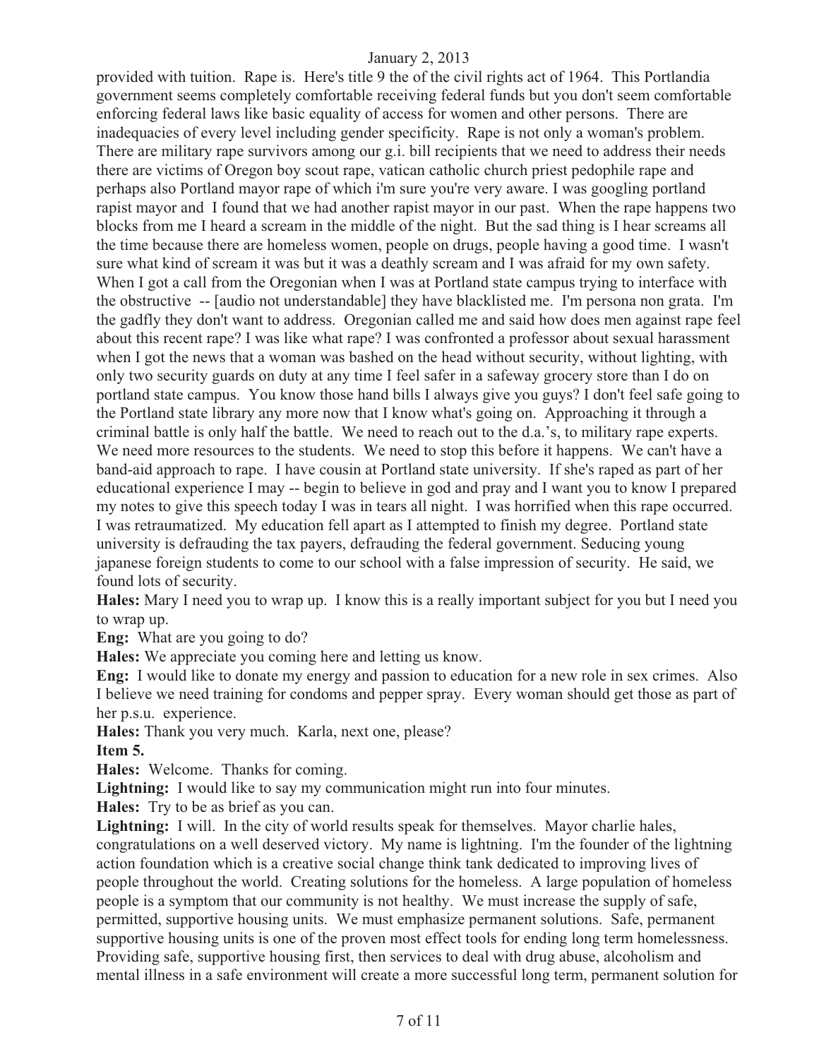provided with tuition. Rape is. Here's title 9 the of the civil rights act of 1964. This Portlandia government seems completely comfortable receiving federal funds but you don't seem comfortable enforcing federal laws like basic equality of access for women and other persons. There are inadequacies of every level including gender specificity. Rape is not only a woman's problem. There are military rape survivors among our g.i. bill recipients that we need to address their needs there are victims of Oregon boy scout rape, vatican catholic church priest pedophile rape and perhaps also Portland mayor rape of which i'm sure you're very aware. I was googling portland rapist mayor and I found that we had another rapist mayor in our past. When the rape happens two blocks from me I heard a scream in the middle of the night. But the sad thing is I hear screams all the time because there are homeless women, people on drugs, people having a good time. I wasn't sure what kind of scream it was but it was a deathly scream and I was afraid for my own safety. When I got a call from the Oregonian when I was at Portland state campus trying to interface with the obstructive -- [audio not understandable] they have blacklisted me. I'm persona non grata. I'm the gadfly they don't want to address. Oregonian called me and said how does men against rape feel about this recent rape? I was like what rape? I was confronted a professor about sexual harassment when I got the news that a woman was bashed on the head without security, without lighting, with only two security guards on duty at any time I feel safer in a safeway grocery store than I do on portland state campus. You know those hand bills I always give you guys? I don't feel safe going to the Portland state library any more now that I know what's going on. Approaching it through a criminal battle is only half the battle. We need to reach out to the d.a.'s, to military rape experts. We need more resources to the students. We need to stop this before it happens. We can't have a band-aid approach to rape. I have cousin at Portland state university. If she's raped as part of her educational experience I may -- begin to believe in god and pray and I want you to know I prepared my notes to give this speech today I was in tears all night. I was horrified when this rape occurred. I was retraumatized. My education fell apart as I attempted to finish my degree. Portland state university is defrauding the tax payers, defrauding the federal government. Seducing young japanese foreign students to come to our school with a false impression of security. He said, we found lots of security.

**Hales:** Mary I need you to wrap up. I know this is a really important subject for you but I need you to wrap up.

**Eng:** What are you going to do?

**Hales:** We appreciate you coming here and letting us know.

**Eng:** I would like to donate my energy and passion to education for a new role in sex crimes. Also I believe we need training for condoms and pepper spray. Every woman should get those as part of her p.s.u. experience.

**Hales:** Thank you very much. Karla, next one, please?

**Item 5.**

**Hales:** Welcome. Thanks for coming.

**Lightning:** I would like to say my communication might run into four minutes.

**Hales:** Try to be as brief as you can.

**Lightning:** I will. In the city of world results speak for themselves. Mayor charlie hales, congratulations on a well deserved victory. My name is lightning. I'm the founder of the lightning action foundation which is a creative social change think tank dedicated to improving lives of people throughout the world. Creating solutions for the homeless. A large population of homeless people is a symptom that our community is not healthy. We must increase the supply of safe, permitted, supportive housing units. We must emphasize permanent solutions. Safe, permanent supportive housing units is one of the proven most effect tools for ending long term homelessness. Providing safe, supportive housing first, then services to deal with drug abuse, alcoholism and mental illness in a safe environment will create a more successful long term, permanent solution for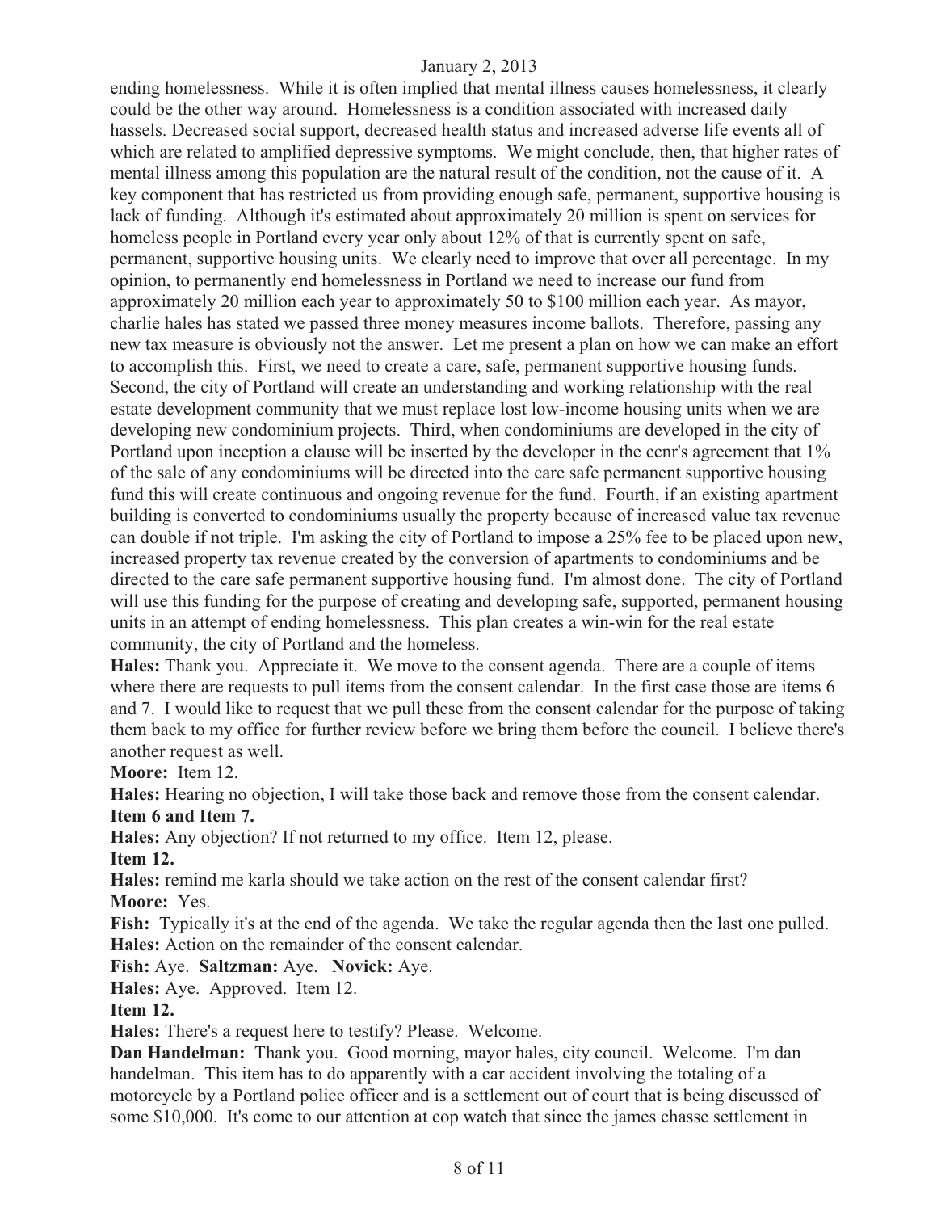ending homelessness. While it is often implied that mental illness causes homelessness, it clearly could be the other way around. Homelessness is a condition associated with increased daily hassels. Decreased social support, decreased health status and increased adverse life events all of which are related to amplified depressive symptoms. We might conclude, then, that higher rates of mental illness among this population are the natural result of the condition, not the cause of it. A key component that has restricted us from providing enough safe, permanent, supportive housing is lack of funding. Although it's estimated about approximately 20 million is spent on services for homeless people in Portland every year only about 12% of that is currently spent on safe, permanent, supportive housing units. We clearly need to improve that over all percentage. In my opinion, to permanently end homelessness in Portland we need to increase our fund from approximately 20 million each year to approximately 50 to $100 million each year. As mayor, charlie hales has stated we passed three money measures income ballots. Therefore, passing any new tax measure is obviously not the answer. Let me present a plan on how we can make an effort to accomplish this. First, we need to create a care, safe, permanent supportive housing funds. Second, the city of Portland will create an understanding and working relationship with the real estate development community that we must replace lost low-income housing units when we are developing new condominium projects. Third, when condominiums are developed in the city of Portland upon inception a clause will be inserted by the developer in the ccnr's agreement that 1% of the sale of any condominiums will be directed into the care safe permanent supportive housing fund this will create continuous and ongoing revenue for the fund. Fourth, if an existing apartment building is converted to condominiums usually the property because of increased value tax revenue can double if not triple. I'm asking the city of Portland to impose a 25% fee to be placed upon new, increased property tax revenue created by the conversion of apartments to condominiums and be directed to the care safe permanent supportive housing fund. I'm almost done. The city of Portland will use this funding for the purpose of creating and developing safe, supported, permanent housing units in an attempt of ending homelessness. This plan creates a win-win for the real estate community, the city of Portland and the homeless.

**Hales:** Thank you. Appreciate it. We move to the consent agenda. There are a couple of items where there are requests to pull items from the consent calendar. In the first case those are items 6 and 7. I would like to request that we pull these from the consent calendar for the purpose of taking them back to my office for further review before we bring them before the council. I believe there's another request as well.

**Moore:** Item 12.

**Hales:** Hearing no objection, I will take those back and remove those from the consent calendar.

**Item 6 and Item 7.**

**Hales:** Any objection? If not returned to my office. Item 12, please.

**Item 12.**

**Hales:** remind me karla should we take action on the rest of the consent calendar first?

**Moore:** Yes.

**Fish:** Typically it's at the end of the agenda. We take the regular agenda then the last one pulled.

**Hales:** Action on the remainder of the consent calendar.

**Fish:** Aye. **Saltzman:** Aye. **Novick:** Aye.

**Hales:** Aye. Approved. Item 12.

**Item 12.**

**Hales:** There's a request here to testify? Please. Welcome.

**Dan Handelman:** Thank you. Good morning, mayor hales, city council. Welcome. I'm dan handelman. This item has to do apparently with a car accident involving the totaling of a motorcycle by a Portland police officer and is a settlement out of court that is being discussed of some $10,000. It's come to our attention at cop watch that since the james chasse settlement in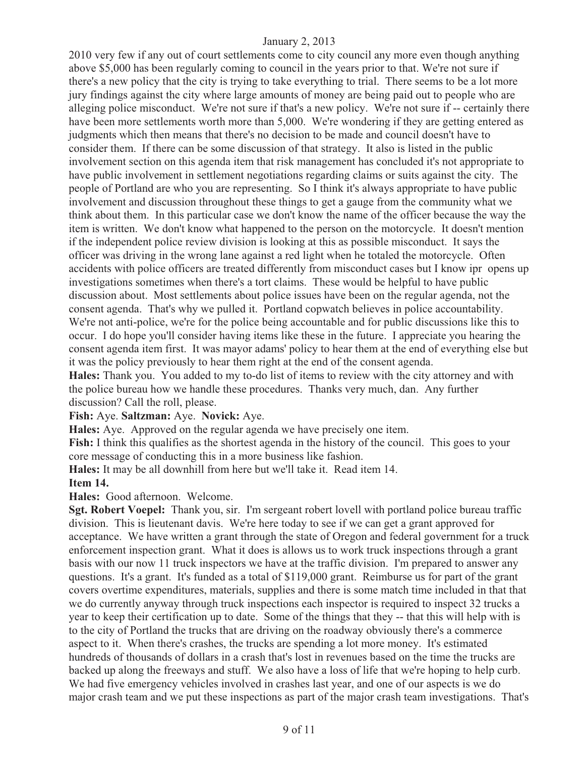2010 very few if any out of court settlements come to city council any more even though anything above \$5,000 has been regularly coming to council in the years prior to that. We're not sure if there's a new policy that the city is trying to take everything to trial. There seems to be a lot more jury findings against the city where large amounts of money are being paid out to people who are alleging police misconduct. We're not sure if that's a new policy. We're not sure if -- certainly there have been more settlements worth more than 5,000. We're wondering if they are getting entered as judgments which then means that there's no decision to be made and council doesn't have to consider them. If there can be some discussion of that strategy. It also is listed in the public involvement section on this agenda item that risk management has concluded it's not appropriate to have public involvement in settlement negotiations regarding claims or suits against the city. The people of Portland are who you are representing. So I think it's always appropriate to have public involvement and discussion throughout these things to get a gauge from the community what we think about them. In this particular case we don't know the name of the officer because the way the item is written. We don't know what happened to the person on the motorcycle. It doesn't mention if the independent police review division is looking at this as possible misconduct. It says the officer was driving in the wrong lane against a red light when he totaled the motorcycle. Often accidents with police officers are treated differently from misconduct cases but I know ipr opens up investigations sometimes when there's a tort claims. These would be helpful to have public discussion about. Most settlements about police issues have been on the regular agenda, not the consent agenda. That's why we pulled it. Portland copwatch believes in police accountability. We're not anti-police, we're for the police being accountable and for public discussions like this to occur. I do hope you'll consider having items like these in the future. I appreciate you hearing the consent agenda item first. It was mayor adams' policy to hear them at the end of everything else but it was the policy previously to hear them right at the end of the consent agenda.

**Hales:** Thank you. You added to my to-do list of items to review with the city attorney and with the police bureau how we handle these procedures. Thanks very much, dan. Any further discussion? Call the roll, please.

**Fish:** Aye. **Saltzman:** Aye. **Novick:** Aye.

**Hales:** Aye. Approved on the regular agenda we have precisely one item.

**Fish:** I think this qualifies as the shortest agenda in the history of the council. This goes to your core message of conducting this in a more business like fashion.

**Hales:** It may be all downhill from here but we'll take it. Read item 14.

**Item 14.**

**Hales:** Good afternoon. Welcome.

**Sgt. Robert Voepel:** Thank you, sir. I'm sergeant robert lovell with portland police bureau traffic division. This is lieutenant davis. We're here today to see if we can get a grant approved for acceptance. We have written a grant through the state of Oregon and federal government for a truck enforcement inspection grant. What it does is allows us to work truck inspections through a grant basis with our now 11 truck inspectors we have at the traffic division. I'm prepared to answer any questions. It's a grant. It's funded as a total of \$119,000 grant. Reimburse us for part of the grant covers overtime expenditures, materials, supplies and there is some match time included in that that we do currently anyway through truck inspections each inspector is required to inspect 32 trucks a year to keep their certification up to date. Some of the things that they -- that this will help with is to the city of Portland the trucks that are driving on the roadway obviously there's a commerce aspect to it. When there's crashes, the trucks are spending a lot more money. It's estimated hundreds of thousands of dollars in a crash that's lost in revenues based on the time the trucks are backed up along the freeways and stuff. We also have a loss of life that we're hoping to help curb. We had five emergency vehicles involved in crashes last year, and one of our aspects is we do major crash team and we put these inspections as part of the major crash team investigations. That's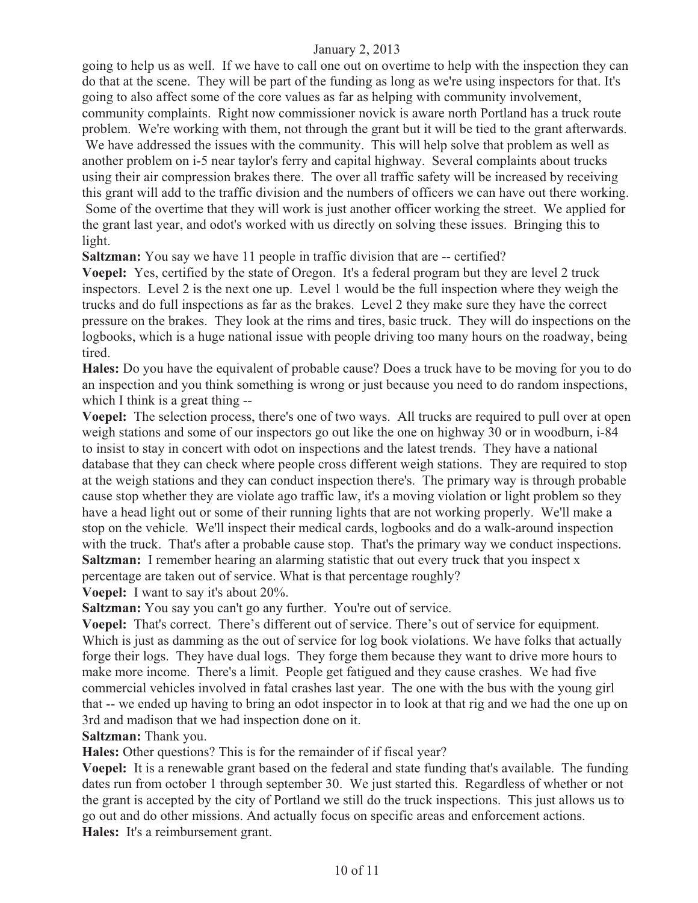going to help us as well. If we have to call one out on overtime to help with the inspection they can do that at the scene. They will be part of the funding as long as we're using inspectors for that. It's going to also affect some of the core values as far as helping with community involvement, community complaints. Right now commissioner novick is aware north Portland has a truck route problem. We're working with them, not through the grant but it will be tied to the grant afterwards. We have addressed the issues with the community. This will help solve that problem as well as another problem on i-5 near taylor's ferry and capital highway. Several complaints about trucks using their air compression brakes there. The over all traffic safety will be increased by receiving this grant will add to the traffic division and the numbers of officers we can have out there working. Some of the overtime that they will work is just another officer working the street. We applied for the grant last year, and odot's worked with us directly on solving these issues. Bringing this to light.

**Saltzman:** You say we have 11 people in traffic division that are -- certified?

**Voepel:** Yes, certified by the state of Oregon. It's a federal program but they are level 2 truck inspectors. Level 2 is the next one up. Level 1 would be the full inspection where they weigh the trucks and do full inspections as far as the brakes. Level 2 they make sure they have the correct pressure on the brakes. They look at the rims and tires, basic truck. They will do inspections on the logbooks, which is a huge national issue with people driving too many hours on the roadway, being tired.

**Hales:** Do you have the equivalent of probable cause? Does a truck have to be moving for you to do an inspection and you think something is wrong or just because you need to do random inspections, which I think is a great thing --

**Voepel:** The selection process, there's one of two ways. All trucks are required to pull over at open weigh stations and some of our inspectors go out like the one on highway 30 or in woodburn, i-84 to insist to stay in concert with odot on inspections and the latest trends. They have a national database that they can check where people cross different weigh stations. They are required to stop at the weigh stations and they can conduct inspection there's. The primary way is through probable cause stop whether they are violate ago traffic law, it's a moving violation or light problem so they have a head light out or some of their running lights that are not working properly. We'll make a stop on the vehicle. We'll inspect their medical cards, logbooks and do a walk-around inspection with the truck. That's after a probable cause stop. That's the primary way we conduct inspections.

**Saltzman:** I remember hearing an alarming statistic that out every truck that you inspect x percentage are taken out of service. What is that percentage roughly?

**Voepel:** I want to say it's about 20%.

**Saltzman:** You say you can't go any further. You're out of service.

**Voepel:** That's correct. There's different out of service. There's out of service for equipment. Which is just as damming as the out of service for log book violations. We have folks that actually forge their logs. They have dual logs. They forge them because they want to drive more hours to make more income. There's a limit. People get fatigued and they cause crashes. We had five commercial vehicles involved in fatal crashes last year. The one with the bus with the young girl that -- we ended up having to bring an odot inspector in to look at that rig and we had the one up on 3rd and madison that we had inspection done on it.

**Saltzman:** Thank you.

**Hales:** Other questions? This is for the remainder of if fiscal year?

**Voepel:** It is a renewable grant based on the federal and state funding that's available. The funding dates run from october 1 through september 30. We just started this. Regardless of whether or not the grant is accepted by the city of Portland we still do the truck inspections. This just allows us to go out and do other missions. And actually focus on specific areas and enforcement actions.

**Hales:** It's a reimbursement grant.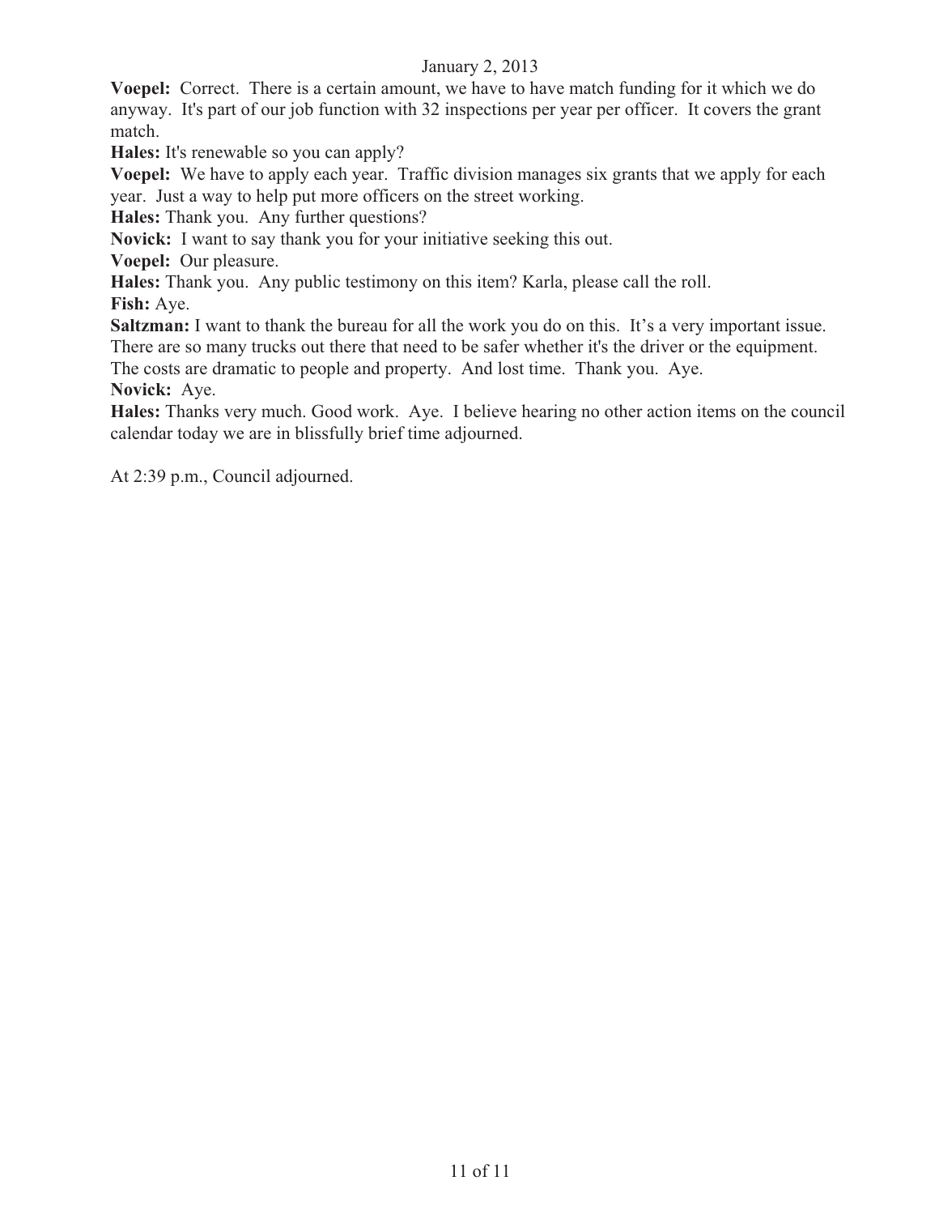**Voepel:** Correct. There is a certain amount, we have to have match funding for it which we do anyway. It's part of our job function with 32 inspections per year per officer. It covers the grant match.

**Hales:** It's renewable so you can apply?

**Voepel:** We have to apply each year. Traffic division manages six grants that we apply for each year. Just a way to help put more officers on the street working.

**Hales:** Thank you. Any further questions?

**Novick:** I want to say thank you for your initiative seeking this out.

**Voepel:** Our pleasure.

**Hales:** Thank you. Any public testimony on this item? Karla, please call the roll.

**Fish:** Aye.

**Saltzman:** I want to thank the bureau for all the work you do on this. It's a very important issue. There are so many trucks out there that need to be safer whether it's the driver or the equipment. The costs are dramatic to people and property. And lost time. Thank you. Aye.

**Novick:** Aye.

**Hales:** Thanks very much. Good work. Aye. I believe hearing no other action items on the council calendar today we are in blissfully brief time adjourned.

At 2:39 p.m., Council adjourned.